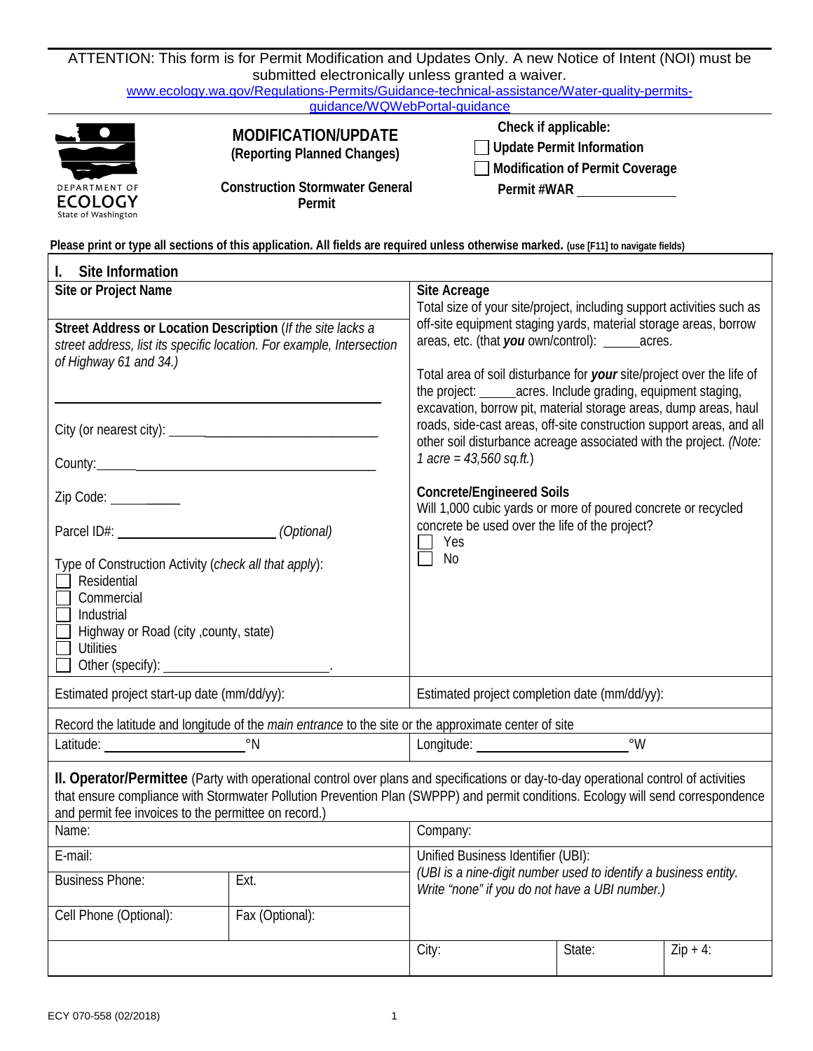ATTENTION: This form is for Permit Modification and Updates Only. A new Notice of Intent (NOI) must be submitted electronically unless granted a waiver.
www.ecology.wa.gov/Regulations-Permits/Guidance-technical-assistance/Water-quality-permits-guidance/WQWebPortal-guidance

DEPARTMENT OF ECOLOGY
State of Washington

**MODIFICATION/UPDATE**
**(Reporting Planned Changes)**

**Construction Stormwater General Permit**

**Check if applicable:**
☐ **Update Permit Information**
☐ **Modification of Permit Coverage**
**Permit #WAR** ______________

**Please print or type all sections of this application. All fields are required unless otherwise marked.** (use [F11] to navigate fields)

## I. Site Information

**Site or Project Name**

**Street Address or Location Description** (*If the site lacks a street address, list its specific location. For example, Intersection of Highway 61 and 34.*)

______________________________

City (or nearest city): ______________________________

County: ______________________________

Zip Code: __________

Parcel ID#: ______________________ *(Optional)*

Type of Construction Activity (*check all that apply*):
☐ Residential
☐ Commercial
☐ Industrial
☐ Highway or Road (city ,county, state)
☐ Utilities
☐ Other (specify): ______________________.

**Site Acreage**
Total size of your site/project, including support activities such as off-site equipment staging yards, material storage areas, borrow areas, etc. (that ***you*** own/control): _____acres.

Total area of soil disturbance for ***your*** site/project over the life of the project: _____acres. Include grading, equipment staging, excavation, borrow pit, material storage areas, dump areas, haul roads, side-cast areas, off-site construction support areas, and all other soil disturbance acreage associated with the project. *(Note: 1 acre = 43,560 sq.ft.)*

**Concrete/Engineered Soils**
Will 1,000 cubic yards or more of poured concrete or recycled concrete be used over the life of the project?
☐ Yes
☐ No

| Estimated project start-up date (mm/dd/yy): | Estimated project completion date (mm/dd/yy): |
|---|---|

Record the latitude and longitude of the *main entrance* to the site or the approximate center of site

| Latitude: ____________________ °N | Longitude: ____________________ °W |
|---|---|

## II. Operator/Permittee

(Party with operational control over plans and specifications or day-to-day operational control of activities that ensure compliance with Stormwater Pollution Prevention Plan (SWPPP) and permit conditions. Ecology will send correspondence and permit fee invoices to the permittee on record.)

| Name: | | Company: | | |
|---|---|---|---|---|
| E-mail: | | Unified Business Identifier (UBI): *(UBI is a nine-digit number used to identify a business entity. Write "none" if you do not have a UBI number.)* | | |
| Business Phone: | Ext. | | | |
| Cell Phone (Optional): | Fax (Optional): | | | |
| | | City: | State: | Zip + 4: |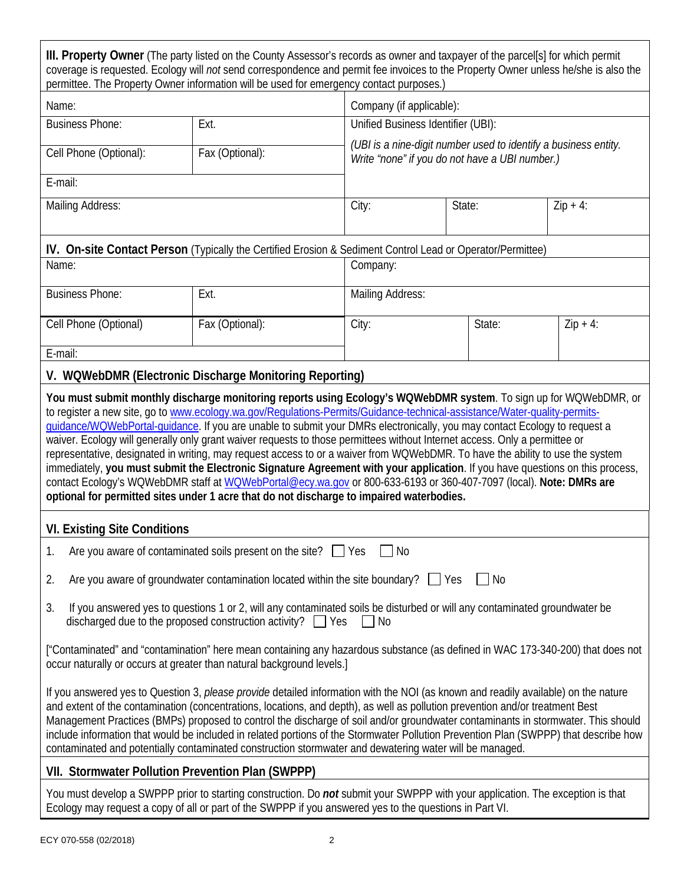**III. Property Owner** (The party listed on the County Assessor's records as owner and taxpayer of the parcel[s] for which permit coverage is requested. Ecology will *not* send correspondence and permit fee invoices to the Property Owner unless he/she is also the permittee. The Property Owner information will be used for emergency contact purposes.)

| Name: | | Company (if applicable): | | |
|---|---|---|---|---|
| Business Phone: | Ext. | Unified Business Identifier (UBI): *(UBI is a nine-digit number used to identify a business entity. Write "none" if you do not have a UBI number.)* | | |
| Cell Phone (Optional): | Fax (Optional): | | | |
| E-mail: | | | | |
| Mailing Address: | | City: | State: | Zip + 4: |

**IV. On-site Contact Person** (Typically the Certified Erosion & Sediment Control Lead or Operator/Permittee)

| Name: | | Company: | | |
|---|---|---|---|---|
| Business Phone: | Ext. | Mailing Address: | | |
| Cell Phone (Optional) | Fax (Optional): | City: | State: | Zip + 4: |
| E-mail: | | | | |

**V. WQWebDMR (Electronic Discharge Monitoring Reporting)**

**You must submit monthly discharge monitoring reports using Ecology's WQWebDMR system**. To sign up for WQWebDMR, or to register a new site, go to www.ecology.wa.gov/Regulations-Permits/Guidance-technical-assistance/Water-quality-permits-guidance/WQWebPortal-guidance. If you are unable to submit your DMRs electronically, you may contact Ecology to request a waiver. Ecology will generally only grant waiver requests to those permittees without Internet access. Only a permittee or representative, designated in writing, may request access to or a waiver from WQWebDMR. To have the ability to use the system immediately, **you must submit the Electronic Signature Agreement with your application**. If you have questions on this process, contact Ecology's WQWebDMR staff at WQWebPortal@ecy.wa.gov or 800-633-6193 or 360-407-7097 (local). **Note: DMRs are optional for permitted sites under 1 acre that do not discharge to impaired waterbodies.**

**VI. Existing Site Conditions**

1. Are you aware of contaminated soils present on the site? ☐ Yes ☐ No
2. Are you aware of groundwater contamination located within the site boundary? ☐ Yes ☐ No
3. If you answered yes to questions 1 or 2, will any contaminated soils be disturbed or will any contaminated groundwater be discharged due to the proposed construction activity? ☐ Yes ☐ No

["Contaminated" and "contamination" here mean containing any hazardous substance (as defined in WAC 173-340-200) that does not occur naturally or occurs at greater than natural background levels.]

If you answered yes to Question 3, *please provide* detailed information with the NOI (as known and readily available) on the nature and extent of the contamination (concentrations, locations, and depth), as well as pollution prevention and/or treatment Best Management Practices (BMPs) proposed to control the discharge of soil and/or groundwater contaminants in stormwater. This should include information that would be included in related portions of the Stormwater Pollution Prevention Plan (SWPPP) that describe how contaminated and potentially contaminated construction stormwater and dewatering water will be managed.

**VII. Stormwater Pollution Prevention Plan (SWPPP)**

You must develop a SWPPP prior to starting construction. Do ***not*** submit your SWPPP with your application. The exception is that Ecology may request a copy of all or part of the SWPPP if you answered yes to the questions in Part VI.

ECY 070-558 (02/2018)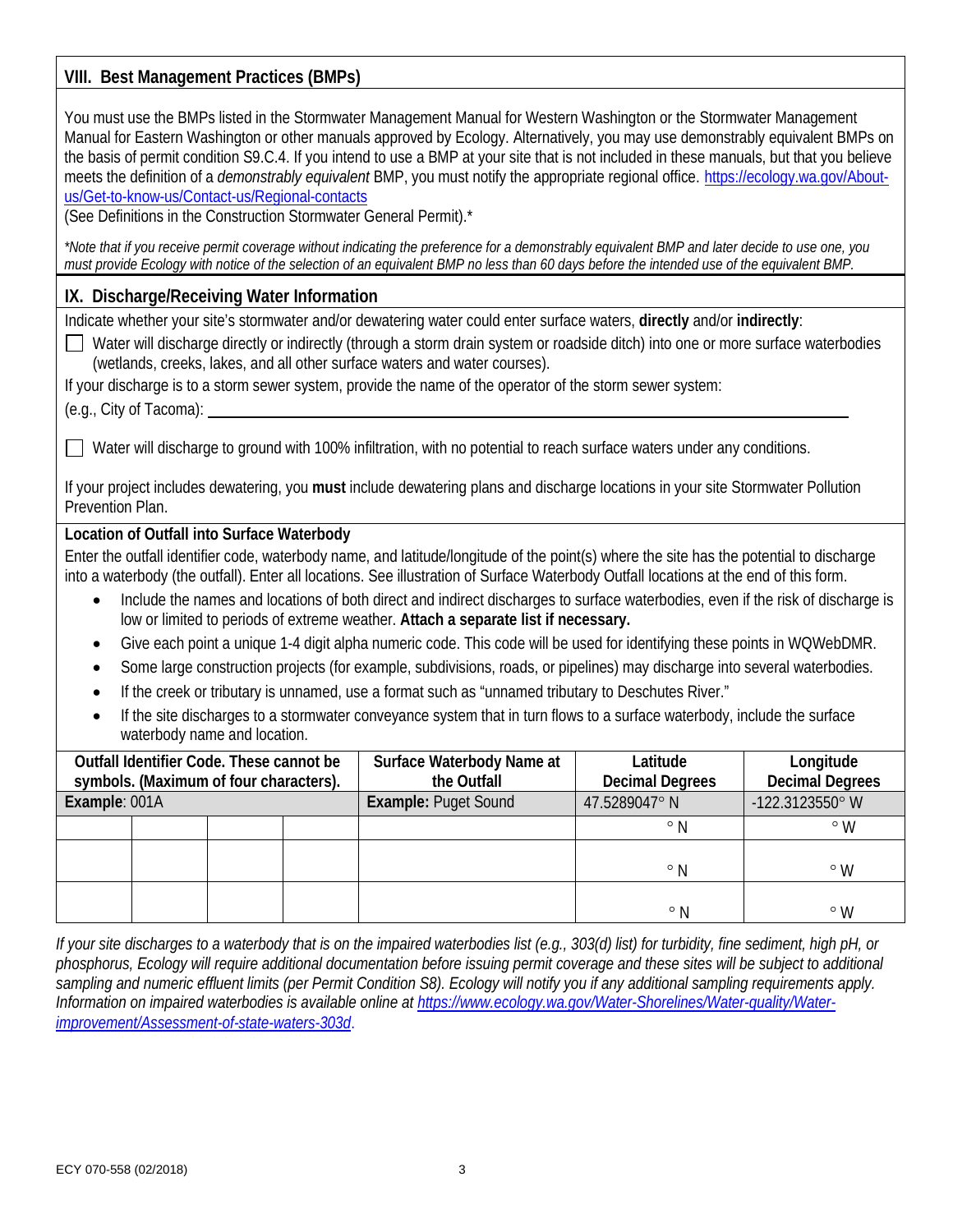## VIII. Best Management Practices (BMPs)

You must use the BMPs listed in the Stormwater Management Manual for Western Washington or the Stormwater Management Manual for Eastern Washington or other manuals approved by Ecology. Alternatively, you may use demonstrably equivalent BMPs on the basis of permit condition S9.C.4. If you intend to use a BMP at your site that is not included in these manuals, but that you believe meets the definition of a *demonstrably equivalent* BMP, you must notify the appropriate regional office. https://ecology.wa.gov/About-us/Get-to-know-us/Contact-us/Regional-contacts
(See Definitions in the Construction Stormwater General Permit).*

*\*Note that if you receive permit coverage without indicating the preference for a demonstrably equivalent BMP and later decide to use one, you must provide Ecology with notice of the selection of an equivalent BMP no less than 60 days before the intended use of the equivalent BMP.*

## IX. Discharge/Receiving Water Information

Indicate whether your site's stormwater and/or dewatering water could enter surface waters, **directly** and/or **indirectly**:

☐ Water will discharge directly or indirectly (through a storm drain system or roadside ditch) into one or more surface waterbodies (wetlands, creeks, lakes, and all other surface waters and water courses).

If your discharge is to a storm sewer system, provide the name of the operator of the storm sewer system:

(e.g., City of Tacoma): ____________________

☐ Water will discharge to ground with 100% infiltration, with no potential to reach surface waters under any conditions.

If your project includes dewatering, you **must** include dewatering plans and discharge locations in your site Stormwater Pollution Prevention Plan.

### Location of Outfall into Surface Waterbody

Enter the outfall identifier code, waterbody name, and latitude/longitude of the point(s) where the site has the potential to discharge into a waterbody (the outfall). Enter all locations. See illustration of Surface Waterbody Outfall locations at the end of this form.

- Include the names and locations of both direct and indirect discharges to surface waterbodies, even if the risk of discharge is low or limited to periods of extreme weather. **Attach a separate list if necessary.**
- Give each point a unique 1-4 digit alpha numeric code. This code will be used for identifying these points in WQWebDMR.
- Some large construction projects (for example, subdivisions, roads, or pipelines) may discharge into several waterbodies.
- If the creek or tributary is unnamed, use a format such as "unnamed tributary to Deschutes River."
- If the site discharges to a stormwater conveyance system that in turn flows to a surface waterbody, include the surface waterbody name and location.

| Outfall Identifier Code. These cannot be symbols. (Maximum of four characters). | | | | Surface Waterbody Name at the Outfall | Latitude Decimal Degrees | Longitude Decimal Degrees |
|---|---|---|---|---|---|---|
| **Example**: 001A | | | | **Example:** Puget Sound | 47.5289047° N | -122.3123550° W |
| | | | | | ° N | ° W |
| | | | | | ° N | ° W |
| | | | | | ° N | ° W |

*If your site discharges to a waterbody that is on the impaired waterbodies list (e.g., 303(d) list) for turbidity, fine sediment, high pH, or phosphorus, Ecology will require additional documentation before issuing permit coverage and these sites will be subject to additional sampling and numeric effluent limits (per Permit Condition S8). Ecology will notify you if any additional sampling requirements apply. Information on impaired waterbodies is available online at https://www.ecology.wa.gov/Water-Shorelines/Water-quality/Water-improvement/Assessment-of-state-waters-303d.*

ECY 070-558 (02/2018)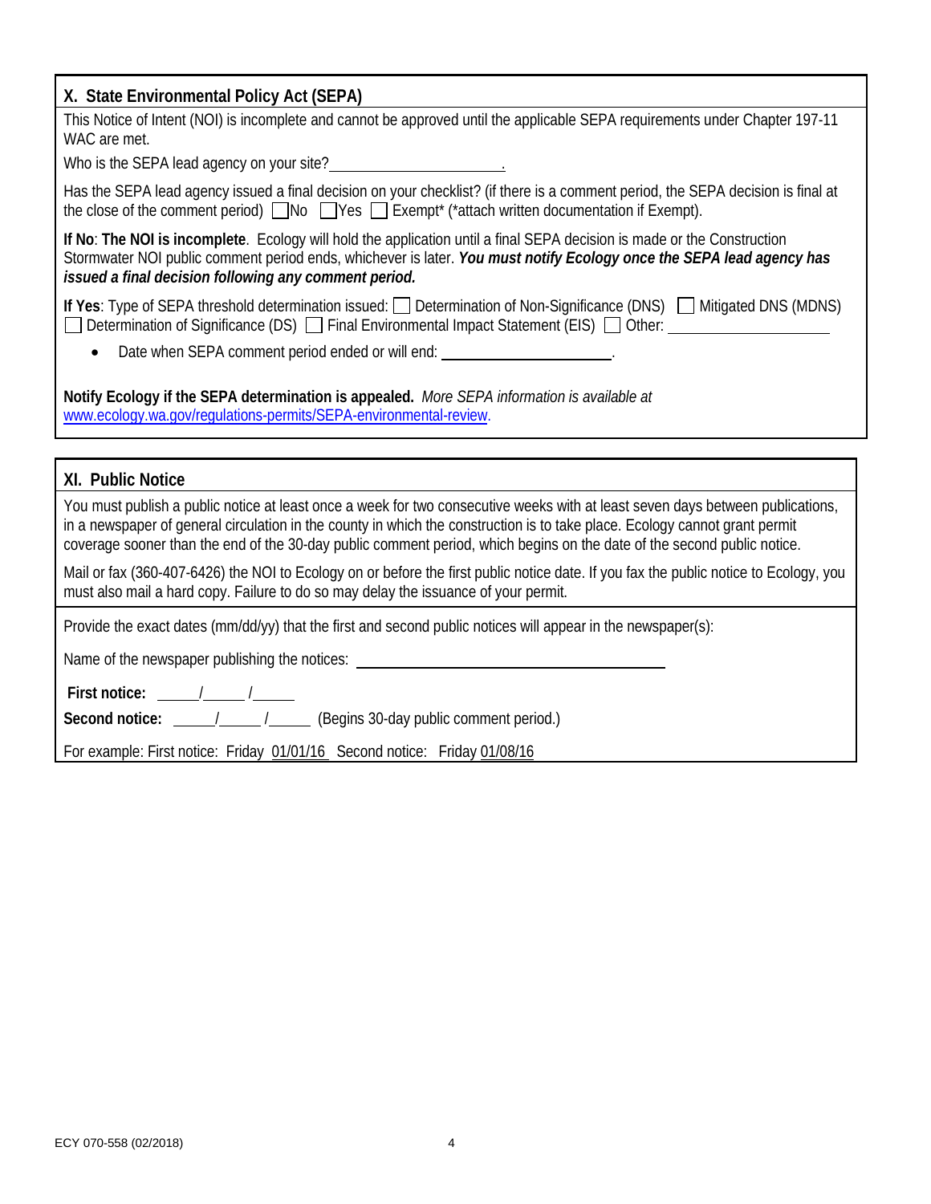## X. State Environmental Policy Act (SEPA)

This Notice of Intent (NOI) is incomplete and cannot be approved until the applicable SEPA requirements under Chapter 197-11 WAC are met.

Who is the SEPA lead agency on your site? ______________________.

Has the SEPA lead agency issued a final decision on your checklist? (if there is a comment period, the SEPA decision is final at the close of the comment period) ☐ No ☐ Yes ☐ Exempt* (*attach written documentation if Exempt).

**If No**: **The NOI is incomplete**. Ecology will hold the application until a final SEPA decision is made or the Construction Stormwater NOI public comment period ends, whichever is later. ***You must notify Ecology once the SEPA lead agency has issued a final decision following any comment period.***

**If Yes**: Type of SEPA threshold determination issued: ☐ Determination of Non-Significance (DNS) ☐ Mitigated DNS (MDNS) ☐ Determination of Significance (DS) ☐ Final Environmental Impact Statement (EIS) ☐ Other: ______________________

- Date when SEPA comment period ended or will end: ______________________.

**Notify Ecology if the SEPA determination is appealed.** *More SEPA information is available at* www.ecology.wa.gov/regulations-permits/SEPA-environmental-review.

## XI. Public Notice

You must publish a public notice at least once a week for two consecutive weeks with at least seven days between publications, in a newspaper of general circulation in the county in which the construction is to take place. Ecology cannot grant permit coverage sooner than the end of the 30-day public comment period, which begins on the date of the second public notice.

Mail or fax (360-407-6426) the NOI to Ecology on or before the first public notice date. If you fax the public notice to Ecology, you must also mail a hard copy. Failure to do so may delay the issuance of your permit.

Provide the exact dates (mm/dd/yy) that the first and second public notices will appear in the newspaper(s):

Name of the newspaper publishing the notices: ______________________________

**First notice:** _____/_____ /_____

**Second notice:** _____/_____ /_____ (Begins 30-day public comment period.)

For example: First notice: Friday 01/01/16 Second notice: Friday 01/08/16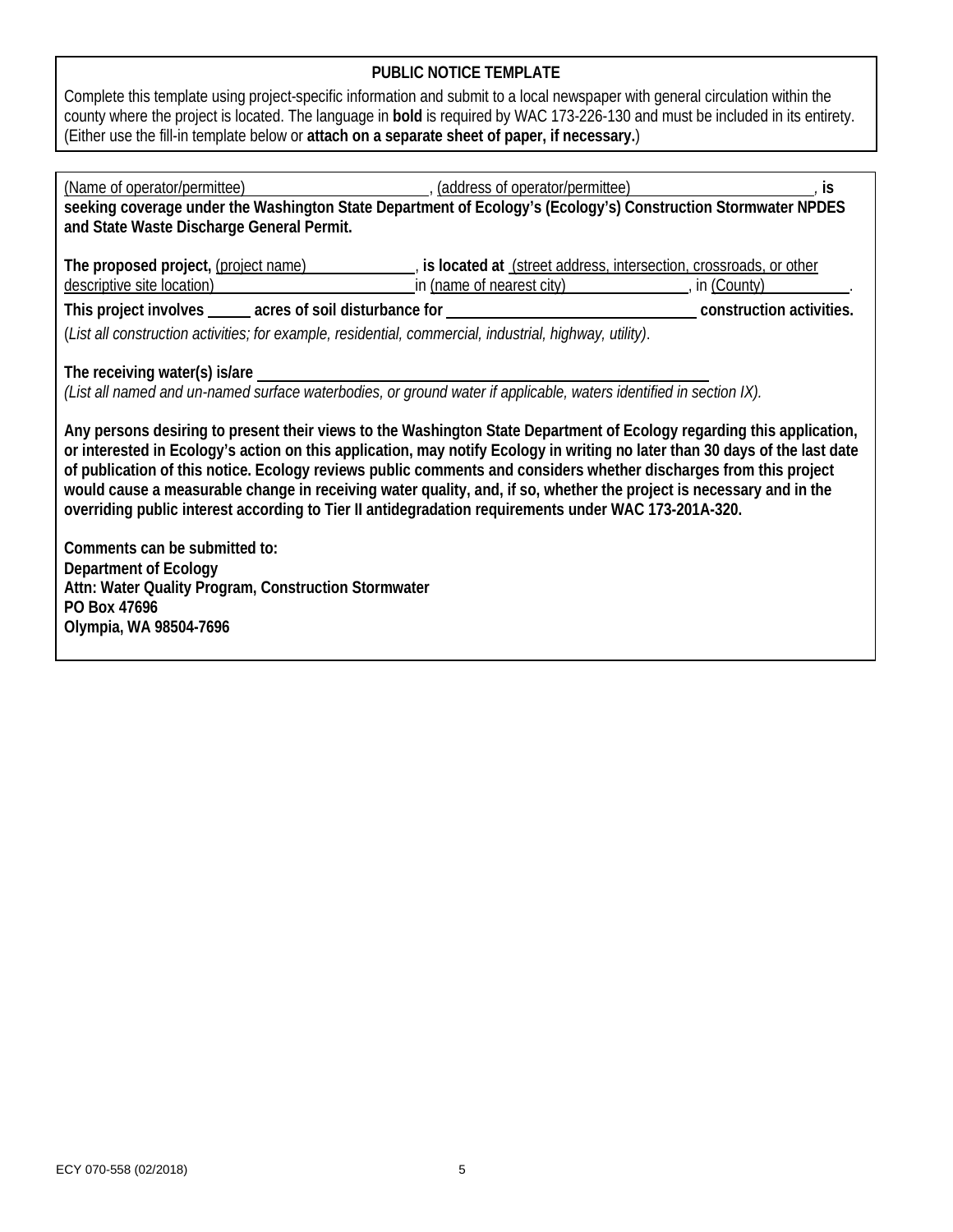**PUBLIC NOTICE TEMPLATE**

Complete this template using project-specific information and submit to a local newspaper with general circulation within the county where the project is located. The language in **bold** is required by WAC 173-226-130 and must be included in its entirety. (Either use the fill-in template below or **attach on a separate sheet of paper, if necessary.**)

(Name of operator/permittee) \_\_\_\_\_\_\_\_\_\_\_\_\_\_\_\_\_\_\_\_\_\_\_\_, (address of operator/permittee) \_\_\_\_\_\_\_\_\_\_\_\_\_\_\_\_\_\_\_\_\_\_\_\_, **is seeking coverage under the Washington State Department of Ecology's (Ecology's) Construction Stormwater NPDES and State Waste Discharge General Permit.**

**The proposed project,** (project name) \_\_\_\_\_\_\_\_\_\_\_\_\_\_, **is located at** (street address, intersection, crossroads, or other descriptive site location) \_\_\_\_\_\_\_\_\_\_\_\_\_\_\_\_\_\_\_\_\_\_\_\_\_\_ in (name of nearest city) \_\_\_\_\_\_\_\_\_\_\_\_\_\_\_\_, in (County) \_\_\_\_\_\_\_\_\_\_.

**This project involves \_\_\_\_\_ acres of soil disturbance for \_\_\_\_\_\_\_\_\_\_\_\_\_\_\_\_\_\_\_\_\_\_\_\_\_\_\_\_\_\_\_ construction activities.**

(*List all construction activities; for example, residential, commercial, industrial, highway, utility*).

**The receiving water(s) is/are** \_\_\_\_\_\_\_\_\_\_\_\_\_\_\_\_\_\_\_\_\_\_\_\_\_\_\_\_\_\_\_\_\_\_\_\_\_\_\_\_\_\_\_\_\_\_\_\_\_\_\_\_\_

*(List all named and un-named surface waterbodies, or ground water if applicable, waters identified in section IX).*

**Any persons desiring to present their views to the Washington State Department of Ecology regarding this application, or interested in Ecology's action on this application, may notify Ecology in writing no later than 30 days of the last date of publication of this notice. Ecology reviews public comments and considers whether discharges from this project would cause a measurable change in receiving water quality, and, if so, whether the project is necessary and in the overriding public interest according to Tier II antidegradation requirements under WAC 173-201A-320.**

**Comments can be submitted to:**
**Department of Ecology**
**Attn: Water Quality Program, Construction Stormwater**
**PO Box 47696**
**Olympia, WA 98504-7696**

ECY 070-558 (02/2018)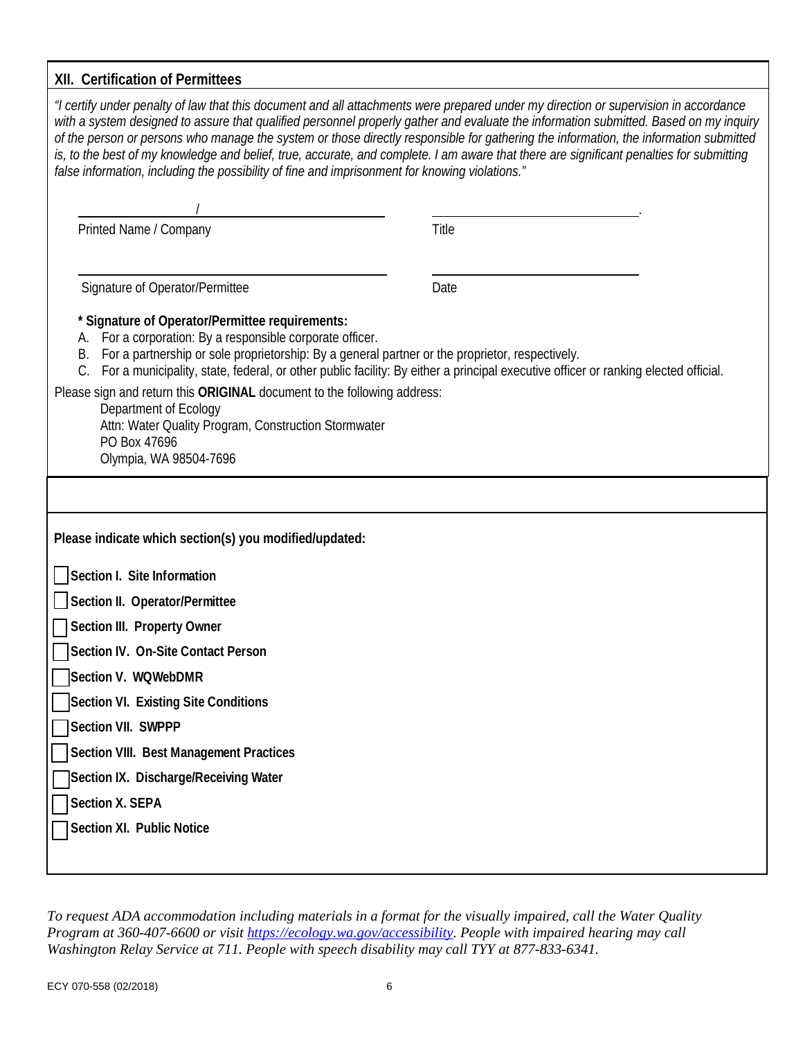## XII. Certification of Permittees

*"I certify under penalty of law that this document and all attachments were prepared under my direction or supervision in accordance with a system designed to assure that qualified personnel properly gather and evaluate the information submitted. Based on my inquiry of the person or persons who manage the system or those directly responsible for gathering the information, the information submitted is, to the best of my knowledge and belief, true, accurate, and complete. I am aware that there are significant penalties for submitting false information, including the possibility of fine and imprisonment for knowing violations."*

| | |
|---|---|
| ______________ / ______________ | ______________. |
| Printed Name / Company | Title |
| ______________________________ | ______________ |
| Signature of Operator/Permittee | Date |

**\* Signature of Operator/Permittee requirements:**

A. For a corporation: By a responsible corporate officer.
B. For a partnership or sole proprietorship: By a general partner or the proprietor, respectively.
C. For a municipality, state, federal, or other public facility: By either a principal executive officer or ranking elected official.

Please sign and return this **ORIGINAL** document to the following address:

Department of Ecology
Attn: Water Quality Program, Construction Stormwater
PO Box 47696
Olympia, WA 98504-7696

**Please indicate which section(s) you modified/updated:**

- ☐ **Section I. Site Information**
- ☐ **Section II. Operator/Permittee**
- ☐ **Section III. Property Owner**
- ☐ **Section IV. On-Site Contact Person**
- ☐ **Section V. WQWebDMR**
- ☐ **Section VI. Existing Site Conditions**
- ☐ **Section VII. SWPPP**
- ☐ **Section VIII. Best Management Practices**
- ☐ **Section IX. Discharge/Receiving Water**
- ☐ **Section X. SEPA**
- ☐ **Section XI. Public Notice**

*To request ADA accommodation including materials in a format for the visually impaired, call the Water Quality Program at 360-407-6600 or visit [https://ecology.wa.gov/accessibility](https://ecology.wa.gov/accessibility). People with impaired hearing may call Washington Relay Service at 711. People with speech disability may call TYY at 877-833-6341.*

ECY 070-558 (02/2018)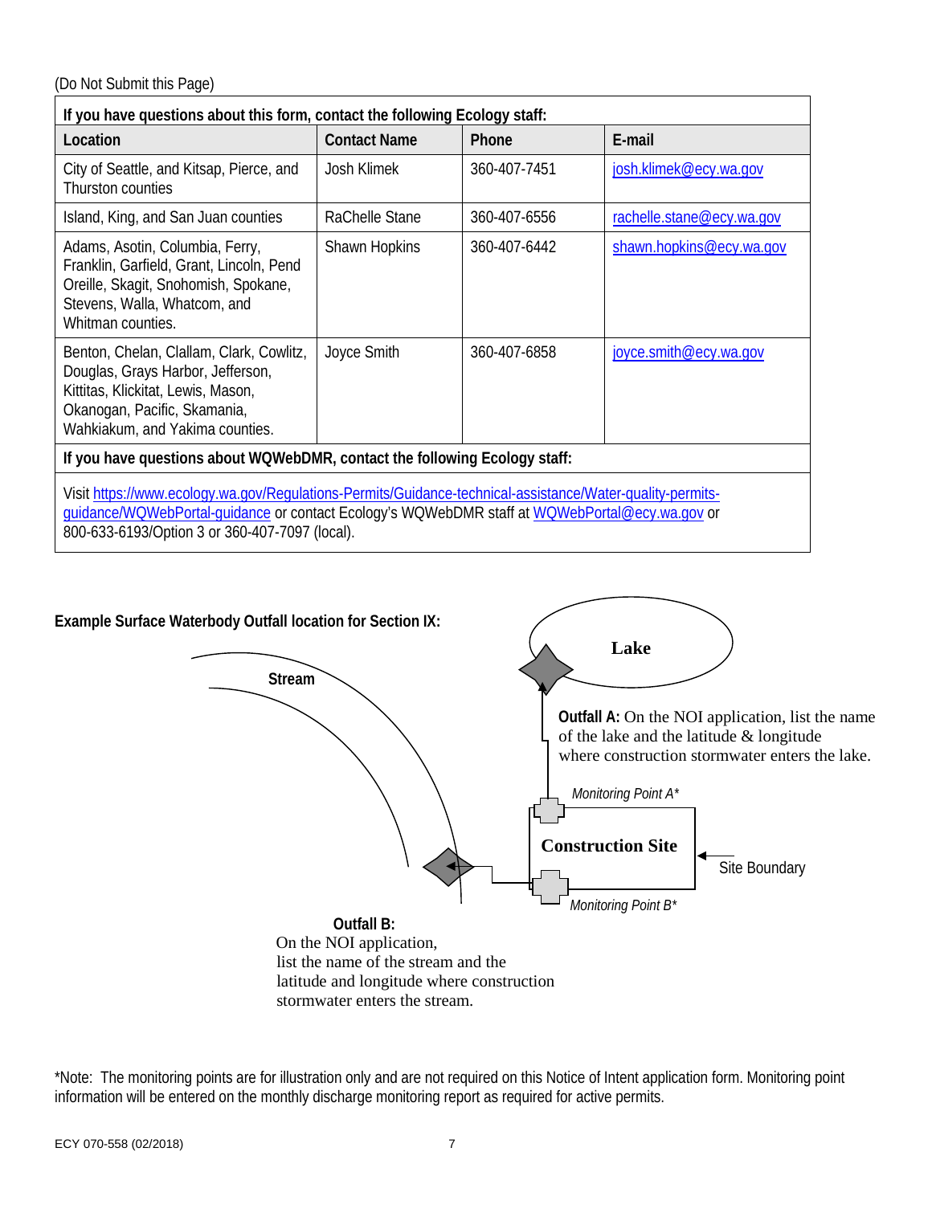(Do Not Submit this Page)

| If you have questions about this form, contact the following Ecology staff: | | | |
|---|---|---|---|
| **Location** | **Contact Name** | **Phone** | **E-mail** |
| City of Seattle, and Kitsap, Pierce, and Thurston counties | Josh Klimek | 360-407-7451 | josh.klimek@ecy.wa.gov |
| Island, King, and San Juan counties | RaChelle Stane | 360-407-6556 | rachelle.stane@ecy.wa.gov |
| Adams, Asotin, Columbia, Ferry, Franklin, Garfield, Grant, Lincoln, Pend Oreille, Skagit, Snohomish, Spokane, Stevens, Walla, Whatcom, and Whitman counties. | Shawn Hopkins | 360-407-6442 | shawn.hopkins@ecy.wa.gov |
| Benton, Chelan, Clallam, Clark, Cowlitz, Douglas, Grays Harbor, Jefferson, Kittitas, Klickitat, Lewis, Mason, Okanogan, Pacific, Skamania, Wahkiakum, and Yakima counties. | Joyce Smith | 360-407-6858 | joyce.smith@ecy.wa.gov |
| **If you have questions about WQWebDMR, contact the following Ecology staff:** | | | |
| Visit https://www.ecology.wa.gov/Regulations-Permits/Guidance-technical-assistance/Water-quality-permits-guidance/WQWebPortal-guidance or contact Ecology's WQWebDMR staff at WQWebPortal@ecy.wa.gov or 800-633-6193/Option 3 or 360-407-7097 (local). | | | |

**Example Surface Waterbody Outfall location for Section IX:**

Lake

Stream

**Outfall A:** On the NOI application, list the name of the lake and the latitude & longitude where construction stormwater enters the lake.

*Monitoring Point A**

**Construction Site**

Site Boundary

*Monitoring Point B**

**Outfall B:**
On the NOI application, list the name of the stream and the latitude and longitude where construction stormwater enters the stream.

*Note: The monitoring points are for illustration only and are not required on this Notice of Intent application form. Monitoring point information will be entered on the monthly discharge monitoring report as required for active permits.

ECY 070-558 (02/2018)